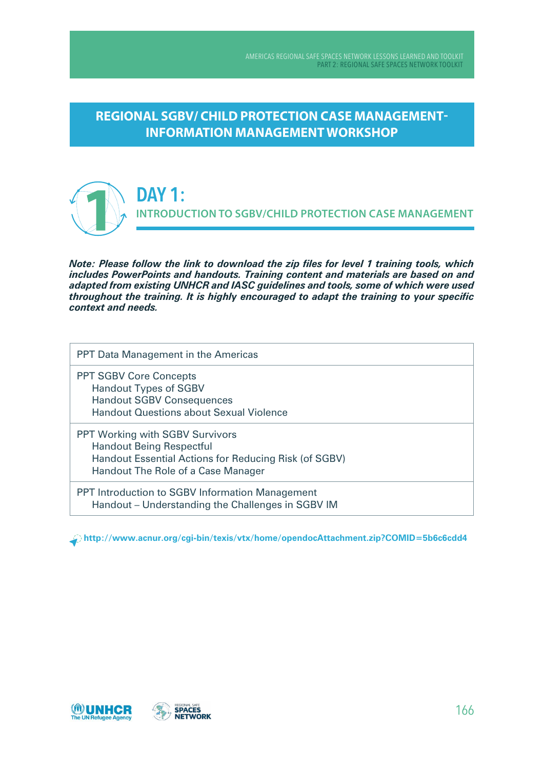# REGIONAL SGBV/ CHILD PROTECTION CASE MANAGEMENT- INFORMATION MANAGEMENT WORKSHOP

## DAY 1:

### INTRODUCTION TO SGBV/CHILD PROTECTION CASE MANAGEMENT

***Note: Please follow the link to download the zip files for level 1 training tools, which includes PowerPoints and handouts. Training content and materials are based on and adapted from existing UNHCR and IASC guidelines and tools, some of which were used throughout the training. It is highly encouraged to adapt the training to your specific context and needs.***

| PPT Data Management in the Americas |
|---|
| PPT SGBV Core Concepts<br>Handout Types of SGBV<br>Handout SGBV Consequences<br>Handout Questions about Sexual Violence |
| PPT Working with SGBV Survivors<br>Handout Being Respectful<br>Handout Essential Actions for Reducing Risk (of SGBV)<br>Handout The Role of a Case Manager |
| PPT Introduction to SGBV Information Management<br>Handout – Understanding the Challenges in SGBV IM |

**http://www.acnur.org/cgi-bin/texis/vtx/home/opendocAttachment.zip?COMID=5b6c6cdd4**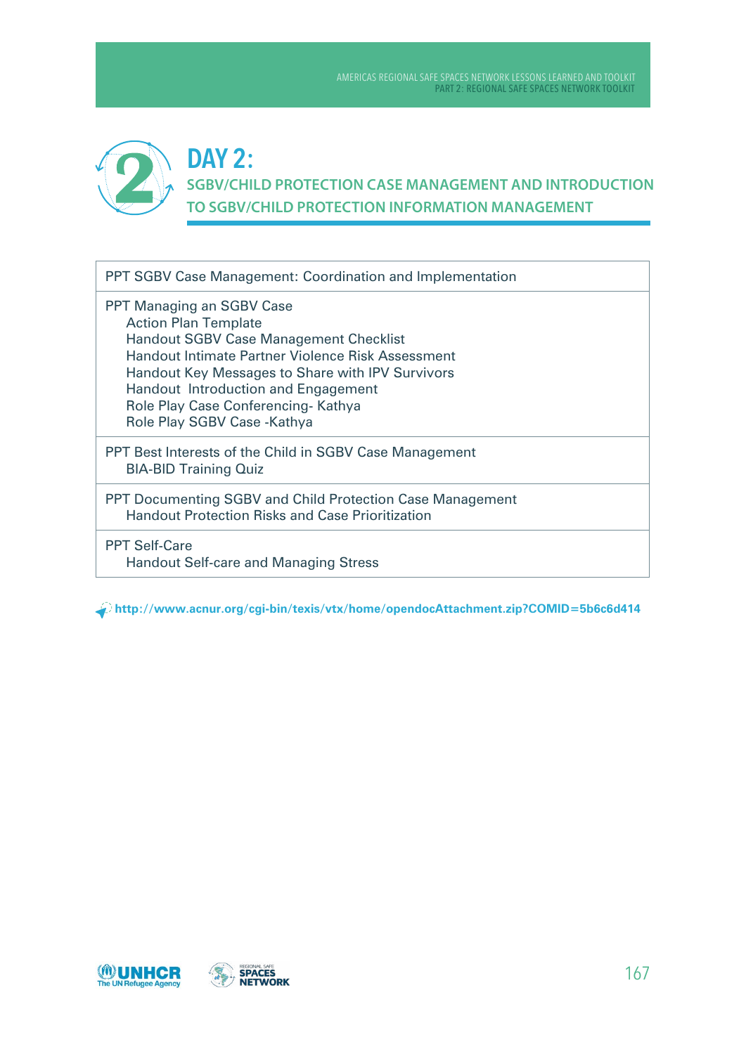# DAY 2:

## SGBV/CHILD PROTECTION CASE MANAGEMENT AND INTRODUCTION TO SGBV/CHILD PROTECTION INFORMATION MANAGEMENT

| |
|---|
| PPT SGBV Case Management: Coordination and Implementation |
| PPT Managing an SGBV Case<br>Action Plan Template<br>Handout SGBV Case Management Checklist<br>Handout Intimate Partner Violence Risk Assessment<br>Handout Key Messages to Share with IPV Survivors<br>Handout Introduction and Engagement<br>Role Play Case Conferencing- Kathya<br>Role Play SGBV Case -Kathya |
| PPT Best Interests of the Child in SGBV Case Management<br>BIA-BID Training Quiz |
| PPT Documenting SGBV and Child Protection Case Management<br>Handout Protection Risks and Case Prioritization |
| PPT Self-Care<br>Handout Self-care and Managing Stress |

**http://www.acnur.org/cgi-bin/texis/vtx/home/opendocAttachment.zip?COMID=5b6c6d414**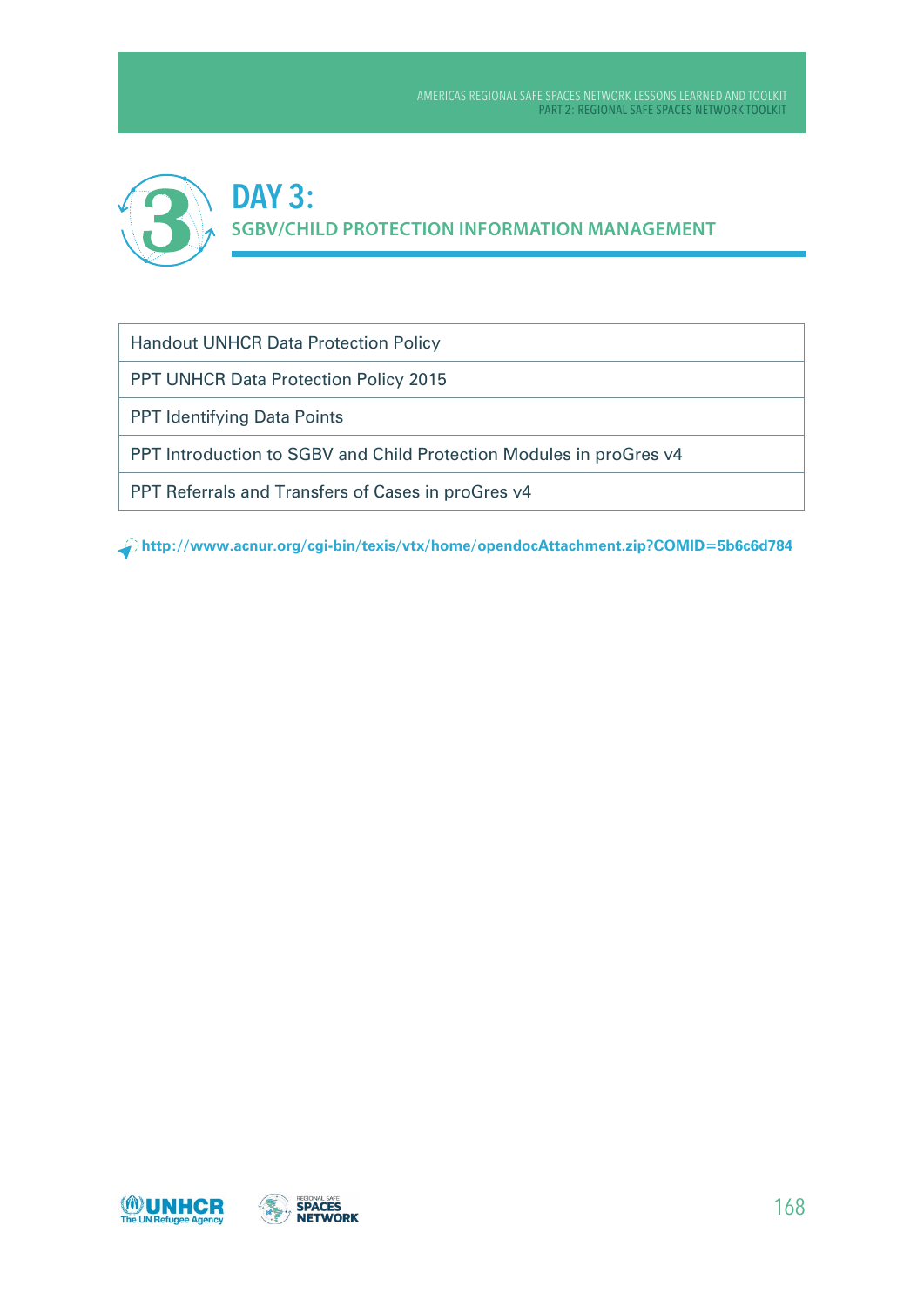# DAY 3:

## SGBV/CHILD PROTECTION INFORMATION MANAGEMENT

| |
|---|
| Handout UNHCR Data Protection Policy |
| PPT UNHCR Data Protection Policy 2015 |
| PPT Identifying Data Points |
| PPT Introduction to SGBV and Child Protection Modules in proGres v4 |
| PPT Referrals and Transfers of Cases in proGres v4 |

**http://www.acnur.org/cgi-bin/texis/vtx/home/opendocAttachment.zip?COMID=5b6c6d784**